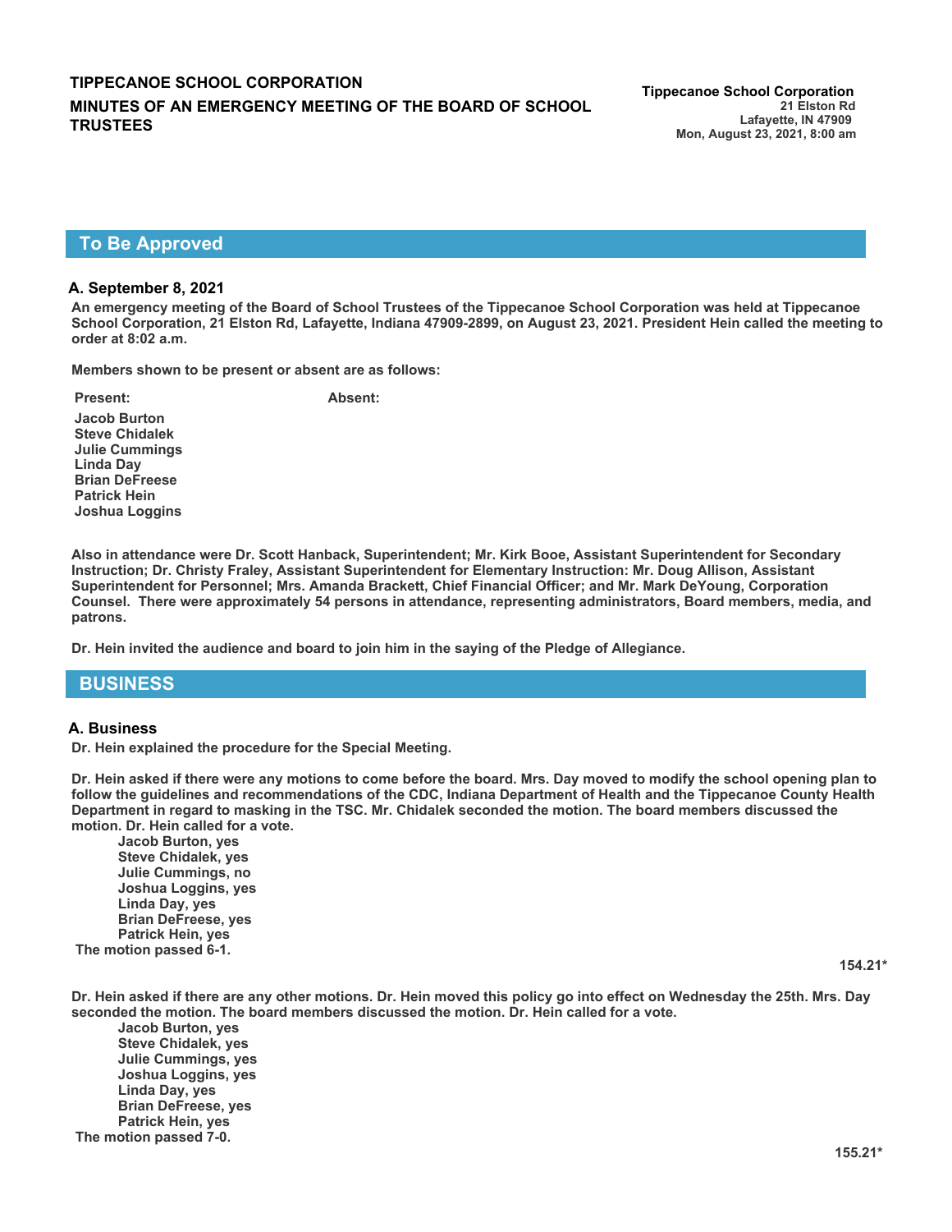**TIPPECANOE SCHOOL CORPORATION**

**MINUTES OF AN EMERGENCY MEETING OF THE BOARD OF SCHOOL TRUSTEES**

**Tippecanoe School Corporation**
21 Elston Rd
Lafayette, IN 47909
Mon, August 23, 2021, 8:00 am

## To Be Approved

### A. September 8, 2021

**An emergency meeting of the Board of School Trustees of the Tippecanoe School Corporation was held at Tippecanoe School Corporation, 21 Elston Rd, Lafayette, Indiana 47909-2899, on August 23, 2021. President Hein called the meeting to order at 8:02 a.m.**

**Members shown to be present or absent are as follows:**

| Present: | Absent: |
|---|---|
| Jacob Burton | |
| Steve Chidalek | |
| Julie Cummings | |
| Linda Day | |
| Brian DeFreese | |
| Patrick Hein | |
| Joshua Loggins | |

**Also in attendance were Dr. Scott Hanback, Superintendent; Mr. Kirk Booe, Assistant Superintendent for Secondary Instruction; Dr. Christy Fraley, Assistant Superintendent for Elementary Instruction: Mr. Doug Allison, Assistant Superintendent for Personnel; Mrs. Amanda Brackett, Chief Financial Officer; and Mr. Mark DeYoung, Corporation Counsel. There were approximately 54 persons in attendance, representing administrators, Board members, media, and patrons.**

**Dr. Hein invited the audience and board to join him in the saying of the Pledge of Allegiance.**

## BUSINESS

### A. Business

**Dr. Hein explained the procedure for the Special Meeting.**

**Dr. Hein asked if there were any motions to come before the board. Mrs. Day moved to modify the school opening plan to follow the guidelines and recommendations of the CDC, Indiana Department of Health and the Tippecanoe County Health Department in regard to masking in the TSC. Mr. Chidalek seconded the motion. The board members discussed the motion. Dr. Hein called for a vote.**

- **Jacob Burton, yes**
- **Steve Chidalek, yes**
- **Julie Cummings, no**
- **Joshua Loggins, yes**
- **Linda Day, yes**
- **Brian DeFreese, yes**
- **Patrick Hein, yes**

**The motion passed 6-1.**

**154.21***

**Dr. Hein asked if there are any other motions. Dr. Hein moved this policy go into effect on Wednesday the 25th. Mrs. Day seconded the motion. The board members discussed the motion. Dr. Hein called for a vote.**

- **Jacob Burton, yes**
- **Steve Chidalek, yes**
- **Julie Cummings, yes**
- **Joshua Loggins, yes**
- **Linda Day, yes**
- **Brian DeFreese, yes**
- **Patrick Hein, yes**

**The motion passed 7-0.**

**155.21***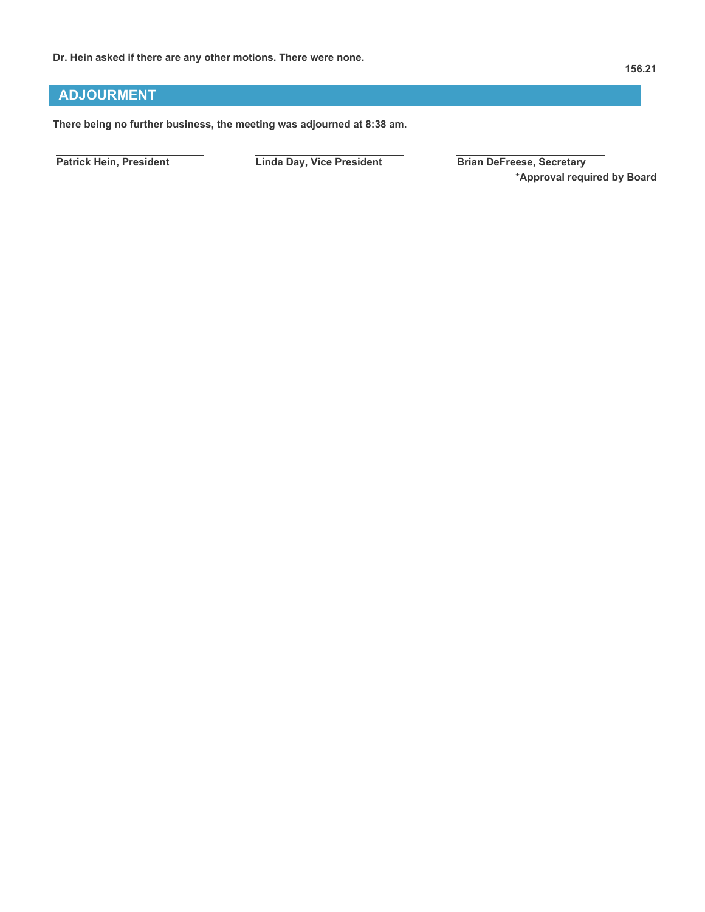**Dr. Hein asked if there are any other motions. There were none.**

**156.21**

## ADJOURMENT

**There being no further business, the meeting was adjourned at 8:38 am.**

**Patrick Hein, President** 	**Linda Day, Vice President** 	**Brian DeFreese, Secretary**

***Approval required by Board**